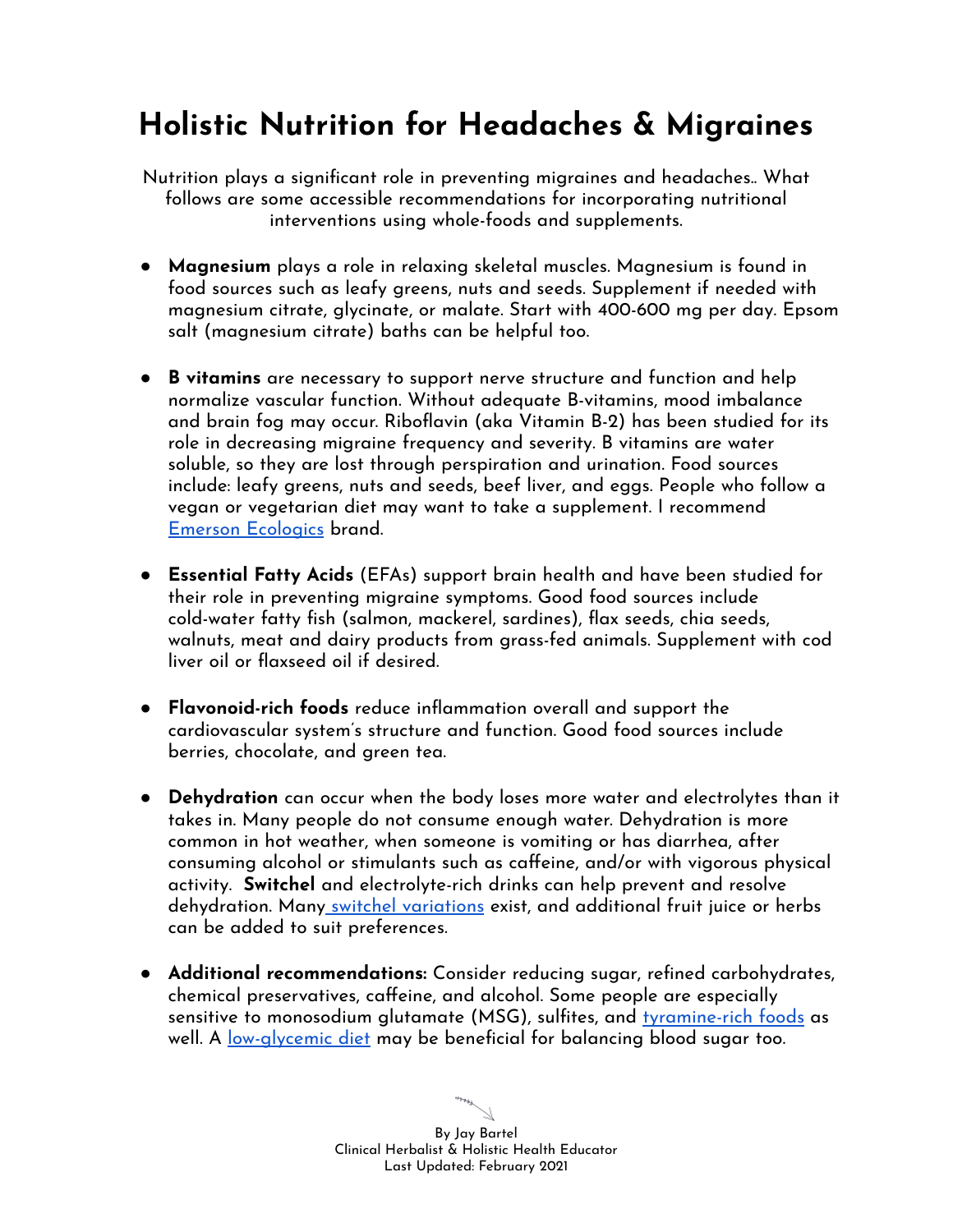# Holistic Nutrition for Headaches & Migraines

Nutrition plays a significant role in preventing migraines and headaches.. What follows are some accessible recommendations for incorporating nutritional interventions using whole-foods and supplements.

- **Magnesium** plays a role in relaxing skeletal muscles. Magnesium is found in food sources such as leafy greens, nuts and seeds. Supplement if needed with magnesium citrate, glycinate, or malate. Start with 400-600 mg per day. Epsom salt (magnesium citrate) baths can be helpful too.

- **B vitamins** are necessary to support nerve structure and function and help normalize vascular function. Without adequate B-vitamins, mood imbalance and brain fog may occur. Riboflavin (aka Vitamin B-2) has been studied for its role in decreasing migraine frequency and severity. B vitamins are water soluble, so they are lost through perspiration and urination. Food sources include: leafy greens, nuts and seeds, beef liver, and eggs. People who follow a vegan or vegetarian diet may want to take a supplement. I recommend Emerson Ecologics brand.

- **Essential Fatty Acids** (EFAs) support brain health and have been studied for their role in preventing migraine symptoms. Good food sources include cold-water fatty fish (salmon, mackerel, sardines), flax seeds, chia seeds, walnuts, meat and dairy products from grass-fed animals. Supplement with cod liver oil or flaxseed oil if desired.

- **Flavonoid-rich foods** reduce inflammation overall and support the cardiovascular system's structure and function. Good food sources include berries, chocolate, and green tea.

- **Dehydration** can occur when the body loses more water and electrolytes than it takes in. Many people do not consume enough water. Dehydration is more common in hot weather, when someone is vomiting or has diarrhea, after consuming alcohol or stimulants such as caffeine, and/or with vigorous physical activity. **Switchel** and electrolyte-rich drinks can help prevent and resolve dehydration. Many switchel variations exist, and additional fruit juice or herbs can be added to suit preferences.

- **Additional recommendations:** Consider reducing sugar, refined carbohydrates, chemical preservatives, caffeine, and alcohol. Some people are especially sensitive to monosodium glutamate (MSG), sulfites, and tyramine-rich foods as well. A low-glycemic diet may be beneficial for balancing blood sugar too.

By Jay Bartel
Clinical Herbalist & Holistic Health Educator
Last Updated: February 2021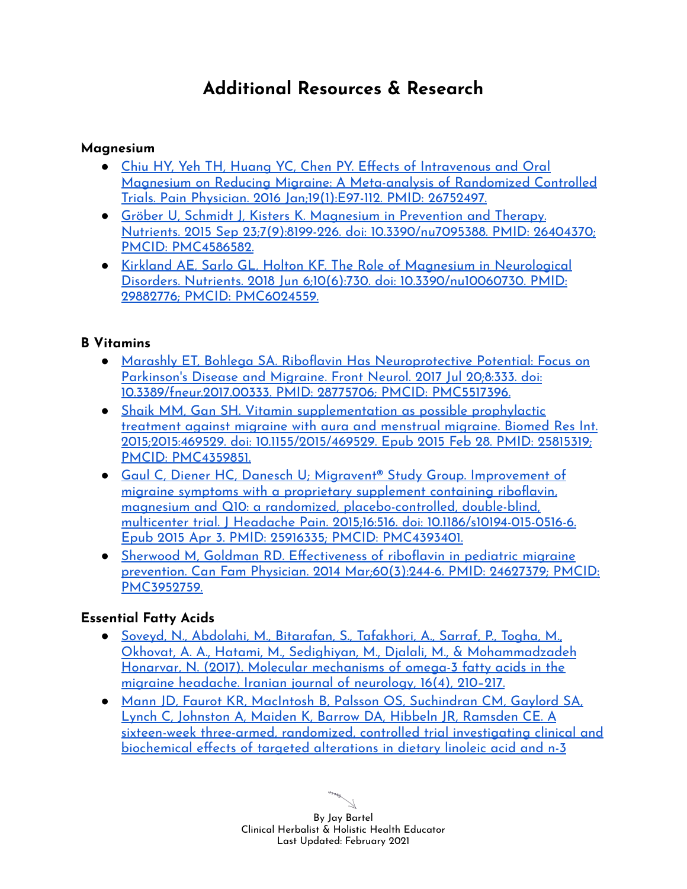# Additional Resources & Research

### Magnesium

- Chiu HY, Yeh TH, Huang YC, Chen PY. Effects of Intravenous and Oral Magnesium on Reducing Migraine: A Meta-analysis of Randomized Controlled Trials. Pain Physician. 2016 Jan;19(1):E97-112. PMID: 26752497.
- Gröber U, Schmidt J, Kisters K. Magnesium in Prevention and Therapy. Nutrients. 2015 Sep 23;7(9):8199-226. doi: 10.3390/nu7095388. PMID: 26404370; PMCID: PMC4586582.
- Kirkland AE, Sarlo GL, Holton KF. The Role of Magnesium in Neurological Disorders. Nutrients. 2018 Jun 6;10(6):730. doi: 10.3390/nu10060730. PMID: 29882776; PMCID: PMC6024559.

### B Vitamins

- Marashly ET, Bohlega SA. Riboflavin Has Neuroprotective Potential: Focus on Parkinson's Disease and Migraine. Front Neurol. 2017 Jul 20;8:333. doi: 10.3389/fneur.2017.00333. PMID: 28775706; PMCID: PMC5517396.
- Shaik MM, Gan SH. Vitamin supplementation as possible prophylactic treatment against migraine with aura and menstrual migraine. Biomed Res Int. 2015;2015:469529. doi: 10.1155/2015/469529. Epub 2015 Feb 28. PMID: 25815319; PMCID: PMC4359851.
- Gaul C, Diener HC, Danesch U; Migravent® Study Group. Improvement of migraine symptoms with a proprietary supplement containing riboflavin, magnesium and Q10: a randomized, placebo-controlled, double-blind, multicenter trial. J Headache Pain. 2015;16:516. doi: 10.1186/s10194-015-0516-6. Epub 2015 Apr 3. PMID: 25916335; PMCID: PMC4393401.
- Sherwood M, Goldman RD. Effectiveness of riboflavin in pediatric migraine prevention. Can Fam Physician. 2014 Mar;60(3):244-6. PMID: 24627379; PMCID: PMC3952759.

### Essential Fatty Acids

- Soveyd, N., Abdolahi, M., Bitarafan, S., Tafakhori, A., Sarraf, P., Togha, M., Okhovat, A. A., Hatami, M., Sedighiyan, M., Djalali, M., & Mohammadzadeh Honarvar, N. (2017). Molecular mechanisms of omega-3 fatty acids in the migraine headache. Iranian journal of neurology, 16(4), 210–217.
- Mann JD, Faurot KR, MacIntosh B, Palsson OS, Suchindran CM, Gaylord SA, Lynch C, Johnston A, Maiden K, Barrow DA, Hibbeln JR, Ramsden CE. A sixteen-week three-armed, randomized, controlled trial investigating clinical and biochemical effects of targeted alterations in dietary linoleic acid and n-3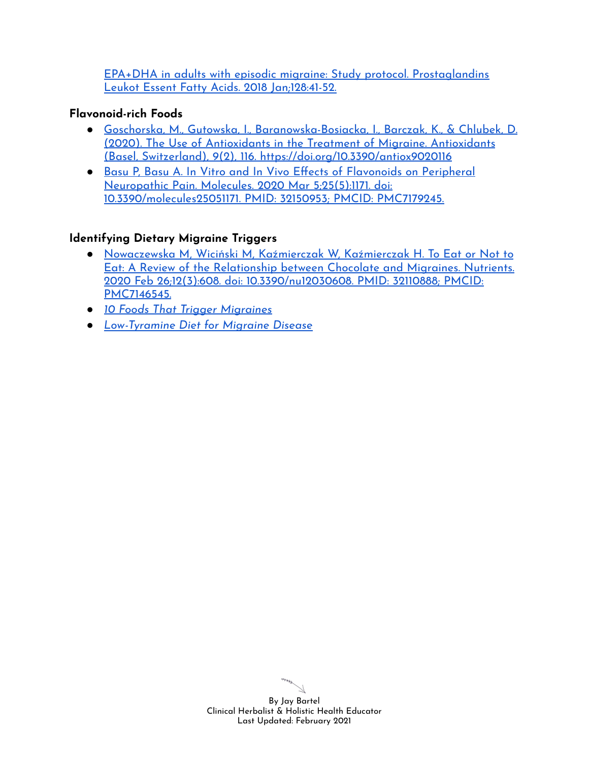EPA+DHA in adults with episodic migraine: Study protocol. Prostaglandins Leukot Essent Fatty Acids. 2018 Jan;128:41-52.

### Flavonoid-rich Foods

- Goschorska, M., Gutowska, I., Baranowska-Bosiacka, I., Barczak, K., & Chlubek, D. (2020). The Use of Antioxidants in the Treatment of Migraine. Antioxidants (Basel, Switzerland), 9(2), 116. https://doi.org/10.3390/antiox9020116
- Basu P, Basu A. In Vitro and In Vivo Effects of Flavonoids on Peripheral Neuropathic Pain. Molecules. 2020 Mar 5;25(5):1171. doi: 10.3390/molecules25051171. PMID: 32150953; PMCID: PMC7179245.

### Identifying Dietary Migraine Triggers

- Nowaczewska M, Wiciński M, Kaźmierczak W, Kaźmierczak H. To Eat or Not to Eat: A Review of the Relationship between Chocolate and Migraines. Nutrients. 2020 Feb 26;12(3):608. doi: 10.3390/nu12030608. PMID: 32110888; PMCID: PMC7146545.
- *10 Foods That Trigger Migraines*
- *Low-Tyramine Diet for Migraine Disease*

By Jay Bartel
Clinical Herbalist & Holistic Health Educator
Last Updated: February 2021